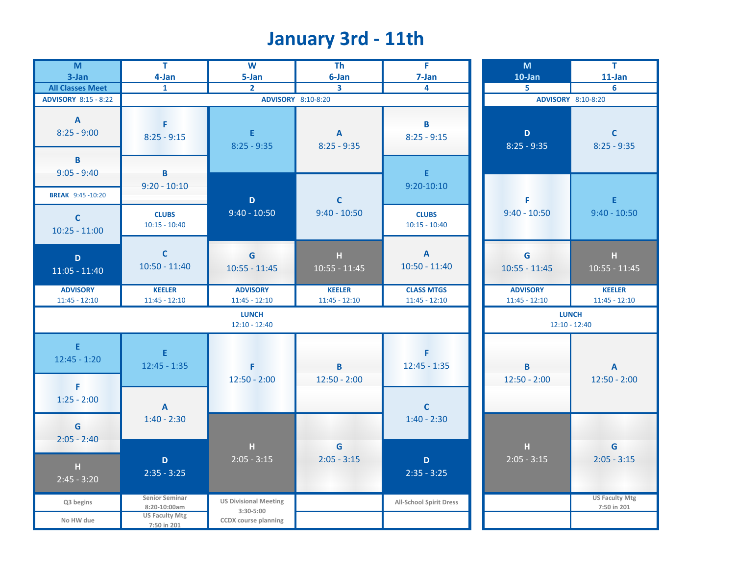# January 3rd - 11th

| M 3-Jan | T 4-Jan | W 5-Jan | Th 6-Jan | F 7-Jan | M 10-Jan | T 11-Jan |
|---|---|---|---|---|---|---|
| All Classes Meet | 1 | 2 | 3 | 4 | 5 | 6 |
| ADVISORY 8:15 - 8:22 | ADVISORY 8:10-8:20 | | | | ADVISORY 8:10-8:20 | |
| A 8:25 - 9:00 | F 8:25 - 9:15 | E 8:25 - 9:35 | A 8:25 - 9:35 | B 8:25 - 9:15 | D 8:25 - 9:35 | C 8:25 - 9:35 |
| B 9:05 - 9:40 | B 9:20 - 10:10 | D 9:40 - 10:50 | C 9:40 - 10:50 | E 9:20-10:10 | F 9:40 - 10:50 | E 9:40 - 10:50 |
| BREAK 9:45 -10:20 | CLUBS 10:15 - 10:40 | | | CLUBS 10:15 - 10:40 | | |
| C 10:25 - 11:00 | C 10:50 - 11:40 | G 10:55 - 11:45 | H 10:55 - 11:45 | A 10:50 - 11:40 | G 10:55 - 11:45 | H 10:55 - 11:45 |
| D 11:05 - 11:40 | | | | | | |
| ADVISORY 11:45 - 12:10 | KEELER 11:45 - 12:10 | ADVISORY 11:45 - 12:10 | KEELER 11:45 - 12:10 | CLASS MTGS 11:45 - 12:10 | ADVISORY 11:45 - 12:10 | KEELER 11:45 - 12:10 |
| LUNCH 12:10 - 12:40 | | | | | LUNCH 12:10 - 12:40 | |
| E 12:45 - 1:20 | E 12:45 - 1:35 | F 12:50 - 2:00 | B 12:50 - 2:00 | F 12:45 - 1:35 | B 12:50 - 2:00 | A 12:50 - 2:00 |
| F 1:25 - 2:00 | A 1:40 - 2:30 | | | C 1:40 - 2:30 | | |
| G 2:05 - 2:40 | D 2:35 - 3:25 | H 2:05 - 3:15 | G 2:05 - 3:15 | D 2:35 - 3:25 | H 2:05 - 3:15 | G 2:05 - 3:15 |
| H 2:45 - 3:20 | | | | | | |
| Q3 begins | Senior Seminar 8:20-10:00am | US Divisional Meeting 3:30-5:00 | | All-School Spirit Dress | | US Faculty Mtg 7:50 in 201 |
| No HW due | US Faculty Mtg 7:50 in 201 | CCDX course planning | | | | |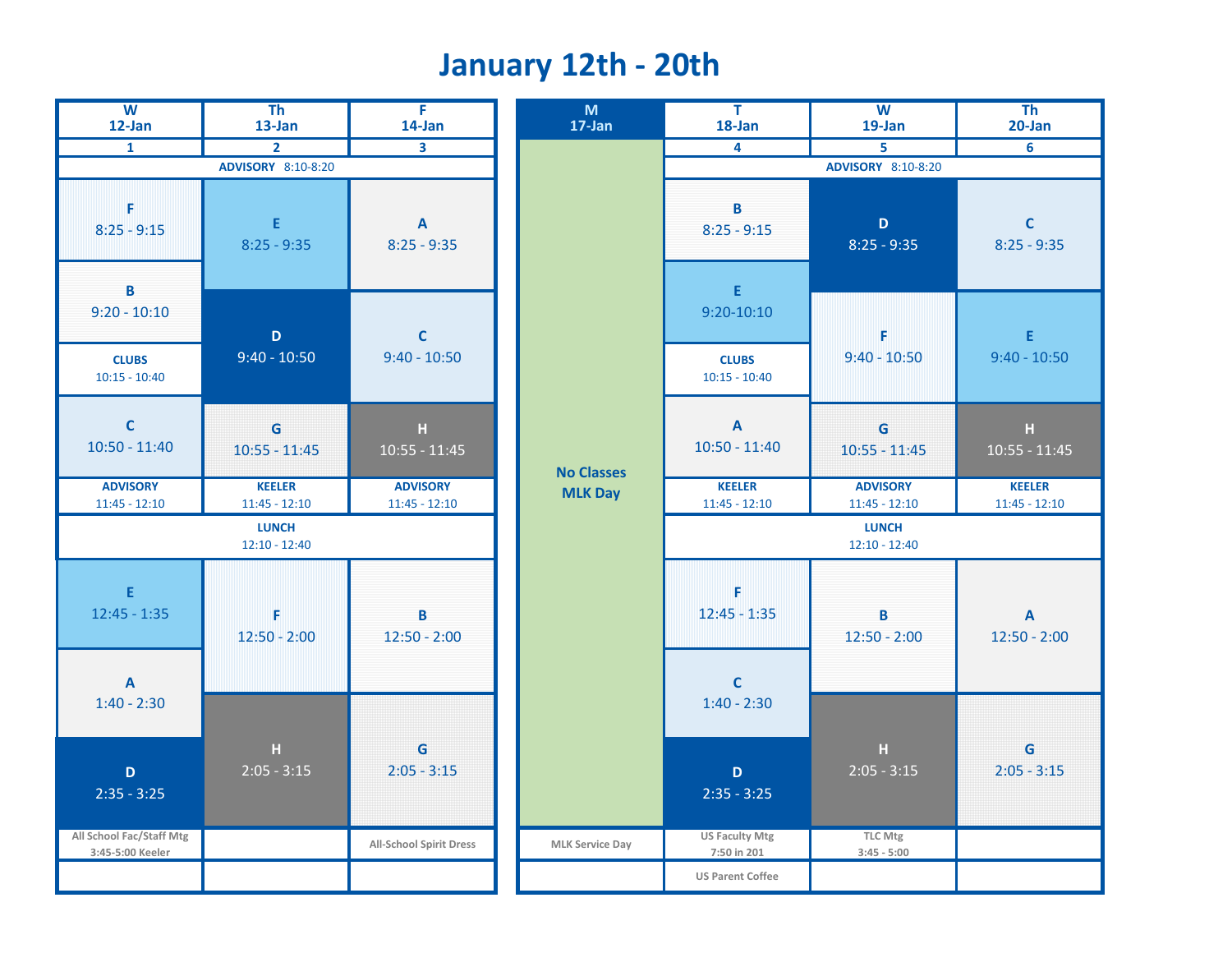# January 12th - 20th

| W 12-Jan | Th 13-Jan | F 14-Jan |
|---|---|---|
| 1 | 2 | 3 |
| ADVISORY 8:10-8:20 | | |
| F 8:25 - 9:15 | E 8:25 - 9:35 | A 8:25 - 9:35 |
| B 9:20 - 10:10 | D 9:40 - 10:50 | C 9:40 - 10:50 |
| CLUBS 10:15 - 10:40 | | |
| C 10:50 - 11:40 | G 10:55 - 11:45 | H 10:55 - 11:45 |
| ADVISORY 11:45 - 12:10 | KEELER 11:45 - 12:10 | ADVISORY 11:45 - 12:10 |
| LUNCH 12:10 - 12:40 | | |
| E 12:45 - 1:35 | F 12:50 - 2:00 | B 12:50 - 2:00 |
| A 1:40 - 2:30 | H 2:05 - 3:15 | G 2:05 - 3:15 |
| D 2:35 - 3:25 | | |
| All School Fac/Staff Mtg 3:45-5:00 Keeler | | All-School Spirit Dress |
| | | |

| M 17-Jan | T 18-Jan | W 19-Jan | Th 20-Jan |
|---|---|---|---|
| No Classes MLK Day | 4 | 5 | 6 |
| | ADVISORY 8:10-8:20 | | |
| | B 8:25 - 9:15 | D 8:25 - 9:35 | C 8:25 - 9:35 |
| | E 9:20-10:10 | F 9:40 - 10:50 | E 9:40 - 10:50 |
| | CLUBS 10:15 - 10:40 | | |
| | A 10:50 - 11:40 | G 10:55 - 11:45 | H 10:55 - 11:45 |
| | KEELER 11:45 - 12:10 | ADVISORY 11:45 - 12:10 | KEELER 11:45 - 12:10 |
| | LUNCH 12:10 - 12:40 | | |
| | F 12:45 - 1:35 | B 12:50 - 2:00 | A 12:50 - 2:00 |
| | C 1:40 - 2:30 | H 2:05 - 3:15 | G 2:05 - 3:15 |
| | D 2:35 - 3:25 | | |
| MLK Service Day | US Faculty Mtg 7:50 in 201 | TLC Mtg 3:45 - 5:00 | |
| | US Parent Coffee | | |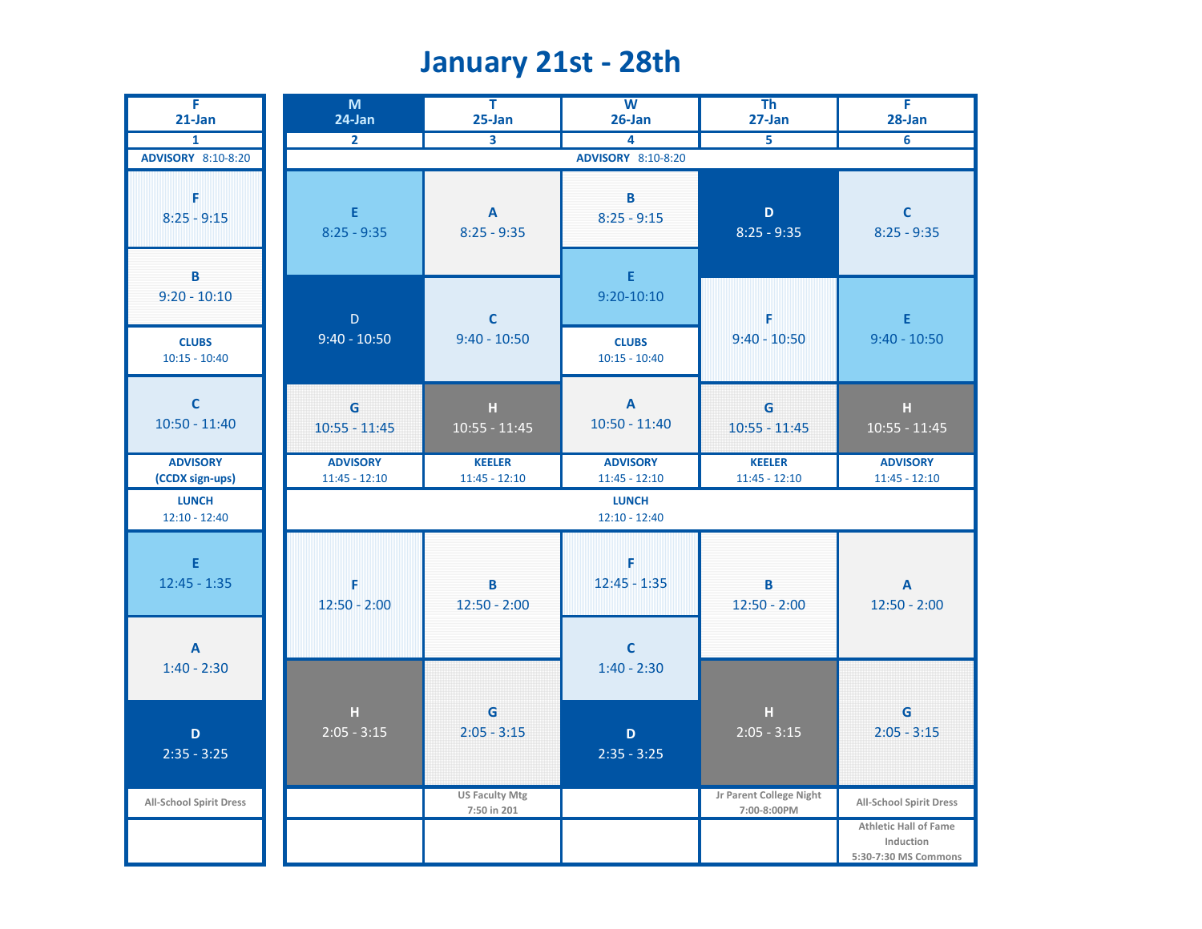# January 21st - 28th

| F 21-Jan | M 24-Jan | T 25-Jan | W 26-Jan | Th 27-Jan | F 28-Jan |
|---|---|---|---|---|---|
| 1 | 2 | 3 | 4 | 5 | 6 |
| ADVISORY 8:10-8:20 | ADVISORY 8:10-8:20 | | | | |
| F 8:25 - 9:15 | E 8:25 - 9:35 | A 8:25 - 9:35 | B 8:25 - 9:15 | D 8:25 - 9:35 | C 8:25 - 9:35 |
| B 9:20 - 10:10 | D 9:40 - 10:50 | C 9:40 - 10:50 | E 9:20-10:10 | F 9:40 - 10:50 | E 9:40 - 10:50 |
| CLUBS 10:15 - 10:40 | | | CLUBS 10:15 - 10:40 | | |
| C 10:50 - 11:40 | G 10:55 - 11:45 | H 10:55 - 11:45 | A 10:50 - 11:40 | G 10:55 - 11:45 | H 10:55 - 11:45 |
| ADVISORY (CCDX sign-ups) | ADVISORY 11:45 - 12:10 | KEELER 11:45 - 12:10 | ADVISORY 11:45 - 12:10 | KEELER 11:45 - 12:10 | ADVISORY 11:45 - 12:10 |
| LUNCH 12:10 - 12:40 | LUNCH 12:10 - 12:40 | | | | |
| E 12:45 - 1:35 | F 12:50 - 2:00 | B 12:50 - 2:00 | F 12:45 - 1:35 | B 12:50 - 2:00 | A 12:50 - 2:00 |
| A 1:40 - 2:30 | | | C 1:40 - 2:30 | | |
| D 2:35 - 3:25 | H 2:05 - 3:15 | G 2:05 - 3:15 | D 2:35 - 3:25 | H 2:05 - 3:15 | G 2:05 - 3:15 |
| All-School Spirit Dress | | US Faculty Mtg 7:50 in 201 | | Jr Parent College Night 7:00-8:00PM | All-School Spirit Dress |
| | | | | | Athletic Hall of Fame Induction 5:30-7:30 MS Commons |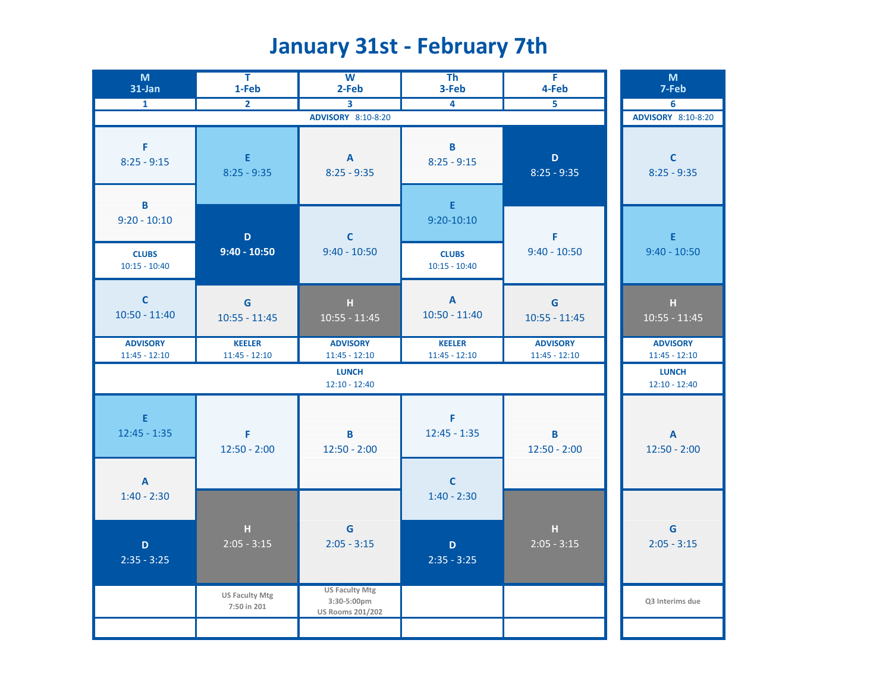# January 31st - February 7th

| M 31-Jan | T 1-Feb | W 2-Feb | Th 3-Feb | F 4-Feb | M 7-Feb |
|---|---|---|---|---|---|
| 1 | 2 | 3 | 4 | 5 | 6 |
| ADVISORY 8:10-8:20 | ADVISORY 8:10-8:20 | ADVISORY 8:10-8:20 | ADVISORY 8:10-8:20 | ADVISORY 8:10-8:20 | ADVISORY 8:10-8:20 |
| F 8:25 - 9:15 | E 8:25 - 9:35 | A 8:25 - 9:35 | B 8:25 - 9:15 | D 8:25 - 9:35 | C 8:25 - 9:35 |
| B 9:20 - 10:10 | D 9:40 - 10:50 | C 9:40 - 10:50 | E 9:20-10:10 | F 9:40 - 10:50 | E 9:40 - 10:50 |
| CLUBS 10:15 - 10:40 | | | CLUBS 10:15 - 10:40 | | |
| C 10:50 - 11:40 | G 10:55 - 11:45 | H 10:55 - 11:45 | A 10:50 - 11:40 | G 10:55 - 11:45 | H 10:55 - 11:45 |
| ADVISORY 11:45 - 12:10 | KEELER 11:45 - 12:10 | ADVISORY 11:45 - 12:10 | KEELER 11:45 - 12:10 | ADVISORY 11:45 - 12:10 | ADVISORY 11:45 - 12:10 |
| LUNCH 12:10 - 12:40 | LUNCH 12:10 - 12:40 | LUNCH 12:10 - 12:40 | LUNCH 12:10 - 12:40 | LUNCH 12:10 - 12:40 | LUNCH 12:10 - 12:40 |
| E 12:45 - 1:35 | F 12:50 - 2:00 | B 12:50 - 2:00 | F 12:45 - 1:35 | B 12:50 - 2:00 | A 12:50 - 2:00 |
| A 1:40 - 2:30 | | | C 1:40 - 2:30 | | |
| D 2:35 - 3:25 | H 2:05 - 3:15 | G 2:05 - 3:15 | D 2:35 - 3:25 | H 2:05 - 3:15 | G 2:05 - 3:15 |
| | US Faculty Mtg 7:50 in 201 | US Faculty Mtg 3:30-5:00pm US Rooms 201/202 | | | Q3 Interims due |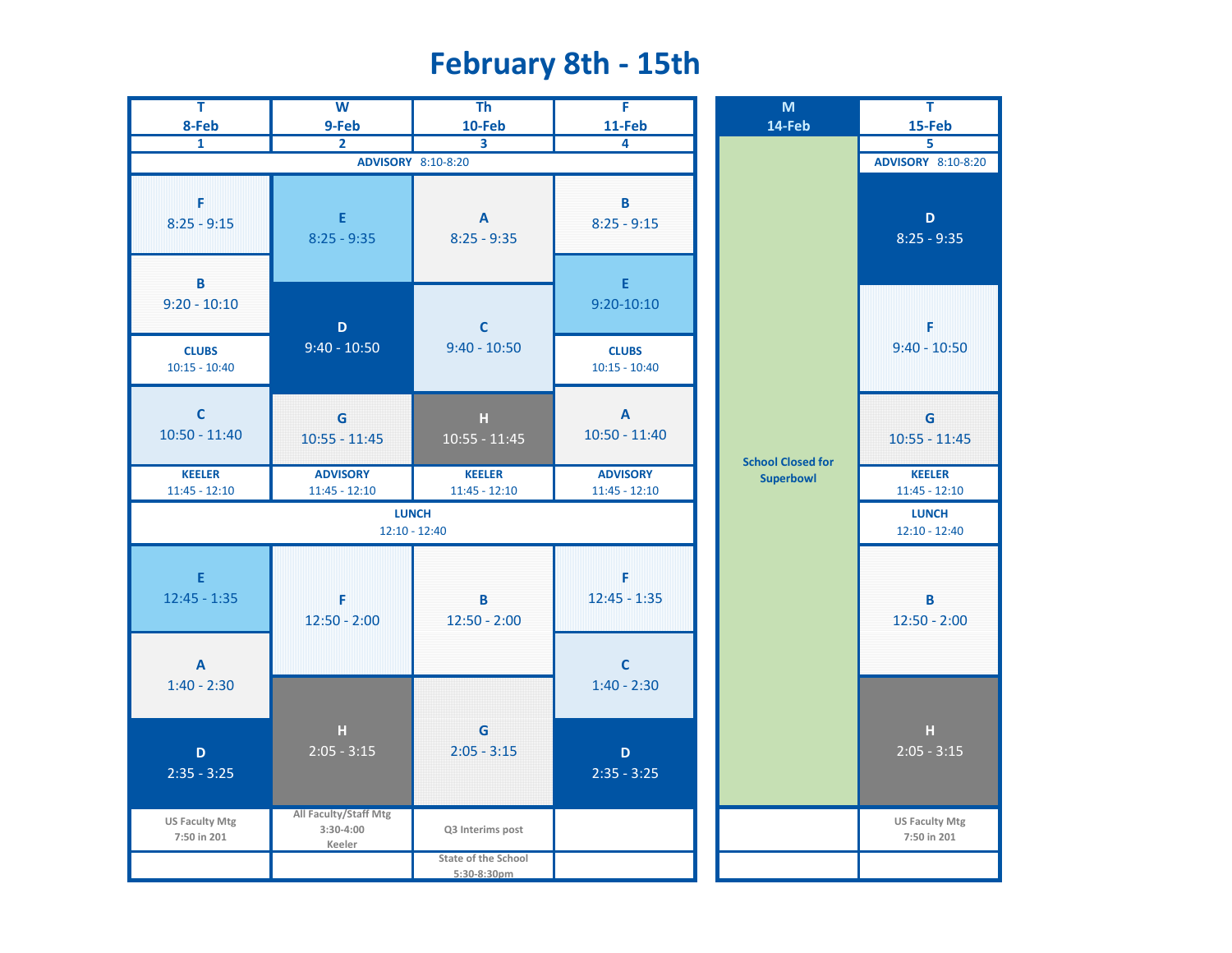# February 8th - 15th

| T 8-Feb 1 | W 9-Feb 2 | Th 10-Feb 3 | F 11-Feb 4 | M 14-Feb | T 15-Feb 5 |
|---|---|---|---|---|---|
| ADVISORY 8:10-8:20 | | | | School Closed for Superbowl | ADVISORY 8:10-8:20 |
| F 8:25 - 9:15 | E 8:25 - 9:35 | A 8:25 - 9:35 | B 8:25 - 9:15 | | D 8:25 - 9:35 |
| B 9:20 - 10:10 | D 9:40 - 10:50 | C 9:40 - 10:50 | E 9:20-10:10 | | F 9:40 - 10:50 |
| CLUBS 10:15 - 10:40 | | | CLUBS 10:15 - 10:40 | | |
| C 10:50 - 11:40 | G 10:55 - 11:45 | H 10:55 - 11:45 | A 10:50 - 11:40 | | G 10:55 - 11:45 |
| KEELER 11:45 - 12:10 | ADVISORY 11:45 - 12:10 | KEELER 11:45 - 12:10 | ADVISORY 11:45 - 12:10 | | KEELER 11:45 - 12:10 |
| LUNCH 12:10 - 12:40 | | | | | LUNCH 12:10 - 12:40 |
| E 12:45 - 1:35 | F 12:50 - 2:00 | B 12:50 - 2:00 | F 12:45 - 1:35 | | B 12:50 - 2:00 |
| A 1:40 - 2:30 | H 2:05 - 3:15 | G 2:05 - 3:15 | C 1:40 - 2:30 | | H 2:05 - 3:15 |
| D 2:35 - 3:25 | | | D 2:35 - 3:25 | | |
| US Faculty Mtg 7:50 in 201 | All Faculty/Staff Mtg 3:30-4:00 Keeler | Q3 Interims post | | | US Faculty Mtg 7:50 in 201 |
| | | State of the School 5:30-8:30pm | | | |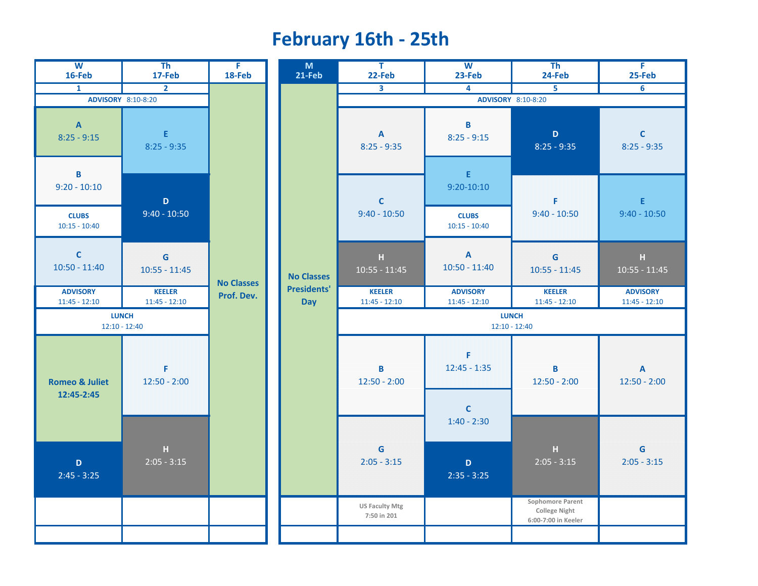# February 16th - 25th

| W 16-Feb | Th 17-Feb | F 18-Feb |
|---|---|---|
| 1 | 2 | |
| ADVISORY 8:10-8:20 | | No Classes Prof. Dev. |
| A 8:25 - 9:15 | E 8:25 - 9:35 | |
| B 9:20 - 10:10 | D 9:40 - 10:50 | |
| CLUBS 10:15 - 10:40 | | |
| C 10:50 - 11:40 | G 10:55 - 11:45 | |
| ADVISORY 11:45 - 12:10 | KEELER 11:45 - 12:10 | |
| LUNCH 12:10 - 12:40 | | |
| Romeo & Juliet 12:45-2:45 | F 12:50 - 2:00 | |
| | H 2:05 - 3:15 | |
| D 2:45 - 3:25 | | |

| M 21-Feb | T 22-Feb | W 23-Feb | Th 24-Feb | F 25-Feb |
|---|---|---|---|---|
| | 3 | 4 | 5 | 6 |
| No Classes Presidents' Day | ADVISORY 8:10-8:20 | | | |
| | A 8:25 - 9:35 | B 8:25 - 9:15 | D 8:25 - 9:35 | C 8:25 - 9:35 |
| | C 9:40 - 10:50 | E 9:20-10:10 | F 9:40 - 10:50 | E 9:40 - 10:50 |
| | | CLUBS 10:15 - 10:40 | | |
| | H 10:55 - 11:45 | A 10:50 - 11:40 | G 10:55 - 11:45 | H 10:55 - 11:45 |
| | KEELER 11:45 - 12:10 | ADVISORY 11:45 - 12:10 | KEELER 11:45 - 12:10 | ADVISORY 11:45 - 12:10 |
| | LUNCH 12:10 - 12:40 | | | |
| | B 12:50 - 2:00 | F 12:45 - 1:35 | B 12:50 - 2:00 | A 12:50 - 2:00 |
| | | C 1:40 - 2:30 | | |
| | G 2:05 - 3:15 | D 2:35 - 3:25 | H 2:05 - 3:15 | G 2:05 - 3:15 |
| | US Faculty Mtg 7:50 in 201 | | Sophomore Parent College Night 6:00-7:00 in Keeler | |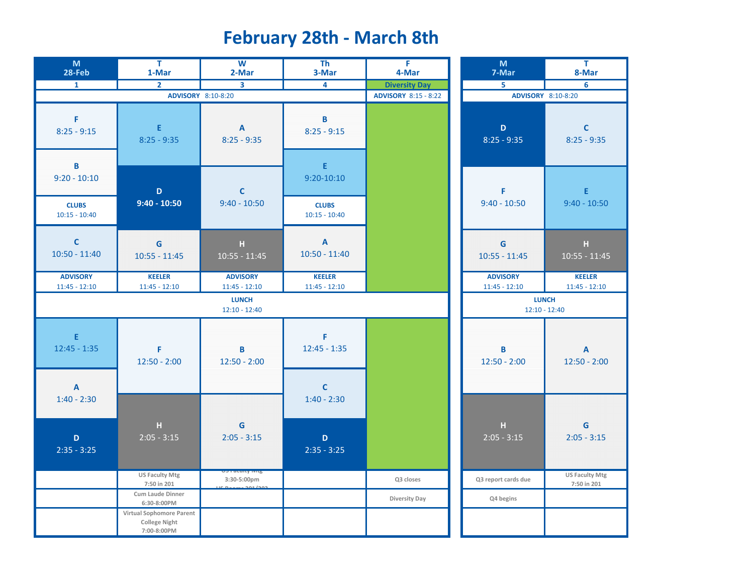# February 28th - March 8th

| M 28-Feb | T 1-Mar | W 2-Mar | Th 3-Mar | F 4-Mar | M 7-Mar | T 8-Mar |
|---|---|---|---|---|---|---|
| 1 | 2 | 3 | 4 | Diversity Day | 5 | 6 |
| ADVISORY 8:10-8:20 | ADVISORY 8:10-8:20 | ADVISORY 8:10-8:20 | ADVISORY 8:10-8:20 | ADVISORY 8:15 - 8:22 | ADVISORY 8:10-8:20 | ADVISORY 8:10-8:20 |
| F 8:25 - 9:15 | E 8:25 - 9:35 | A 8:25 - 9:35 | B 8:25 - 9:15 | | D 8:25 - 9:35 | C 8:25 - 9:35 |
| B 9:20 - 10:10 | D 9:40 - 10:50 | C 9:40 - 10:50 | E 9:20-10:10 | | F 9:40 - 10:50 | E 9:40 - 10:50 |
| CLUBS 10:15 - 10:40 | | | CLUBS 10:15 - 10:40 | | | |
| C 10:50 - 11:40 | G 10:55 - 11:45 | H 10:55 - 11:45 | A 10:50 - 11:40 | | G 10:55 - 11:45 | H 10:55 - 11:45 |
| ADVISORY 11:45 - 12:10 | KEELER 11:45 - 12:10 | ADVISORY 11:45 - 12:10 | KEELER 11:45 - 12:10 | | ADVISORY 11:45 - 12:10 | KEELER 11:45 - 12:10 |
| LUNCH 12:10 - 12:40 | LUNCH 12:10 - 12:40 | LUNCH 12:10 - 12:40 | LUNCH 12:10 - 12:40 | LUNCH 12:10 - 12:40 | LUNCH 12:10 - 12:40 | LUNCH 12:10 - 12:40 |
| E 12:45 - 1:35 | F 12:50 - 2:00 | B 12:50 - 2:00 | F 12:45 - 1:35 | | B 12:50 - 2:00 | A 12:50 - 2:00 |
| A 1:40 - 2:30 | | | C 1:40 - 2:30 | | | |
| D 2:35 - 3:25 | H 2:05 - 3:15 | G 2:05 - 3:15 | D 2:35 - 3:25 | | H 2:05 - 3:15 | G 2:05 - 3:15 |
| | US Faculty Mtg 7:50 in 201 | US Faculty Mtg 3:30-5:00pm US Rooms 201/202 | | Q3 closes | Q3 report cards due | US Faculty Mtg 7:50 in 201 |
| | Cum Laude Dinner 6:30-8:00PM | | | Diversity Day | Q4 begins | |
| | Virtual Sophomore Parent College Night 7:00-8:00PM | | | | | |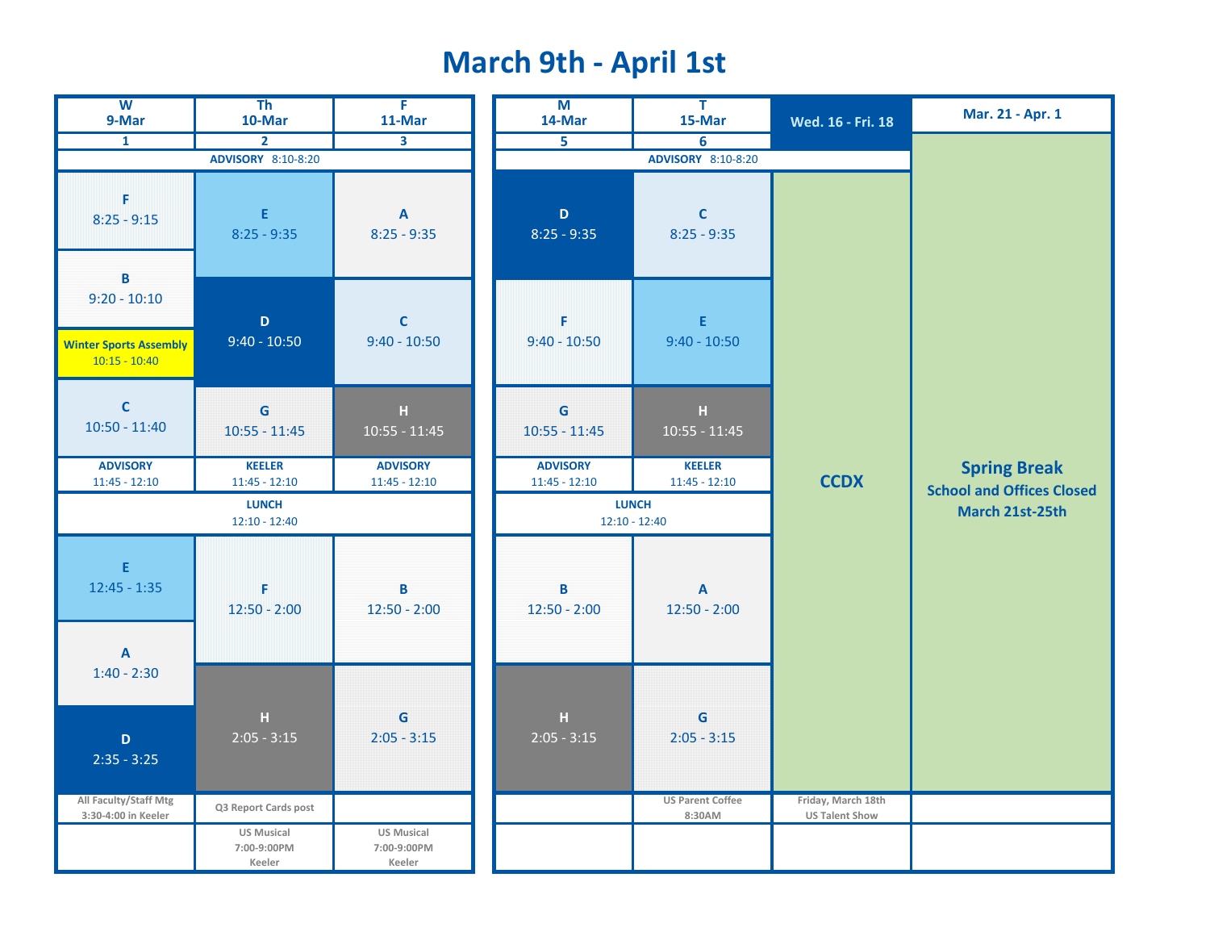# March 9th - April 1st

| W 9-Mar | Th 10-Mar | F 11-Mar | M 14-Mar | T 15-Mar | Wed. 16 - Fri. 18 | Mar. 21 - Apr. 1 |
|---|---|---|---|---|---|---|
| 1 | 2 | 3 | 5 | 6 | | |
| ADVISORY 8:10-8:20 | | | ADVISORY 8:10-8:20 | | CCDX | Spring Break School and Offices Closed March 21st-25th |
| F 8:25 - 9:15 | E 8:25 - 9:35 | A 8:25 - 9:35 | D 8:25 - 9:35 | C 8:25 - 9:35 | | |
| B 9:20 - 10:10 | D 9:40 - 10:50 | C 9:40 - 10:50 | F 9:40 - 10:50 | E 9:40 - 10:50 | | |
| Winter Sports Assembly 10:15 - 10:40 | | | | | | |
| C 10:50 - 11:40 | G 10:55 - 11:45 | H 10:55 - 11:45 | G 10:55 - 11:45 | H 10:55 - 11:45 | | |
| ADVISORY 11:45 - 12:10 | KEELER 11:45 - 12:10 | ADVISORY 11:45 - 12:10 | ADVISORY 11:45 - 12:10 | KEELER 11:45 - 12:10 | | |
| LUNCH 12:10 - 12:40 | | | LUNCH 12:10 - 12:40 | | | |
| E 12:45 - 1:35 | F 12:50 - 2:00 | B 12:50 - 2:00 | B 12:50 - 2:00 | A 12:50 - 2:00 | | |
| A 1:40 - 2:30 | H 2:05 - 3:15 | G 2:05 - 3:15 | H 2:05 - 3:15 | G 2:05 - 3:15 | | |
| D 2:35 - 3:25 | | | | | | |
| All Faculty/Staff Mtg 3:30-4:00 in Keeler | Q3 Report Cards post | | | US Parent Coffee 8:30AM | Friday, March 18th US Talent Show | |
| | US Musical 7:00-9:00PM Keeler | US Musical 7:00-9:00PM Keeler | | | | |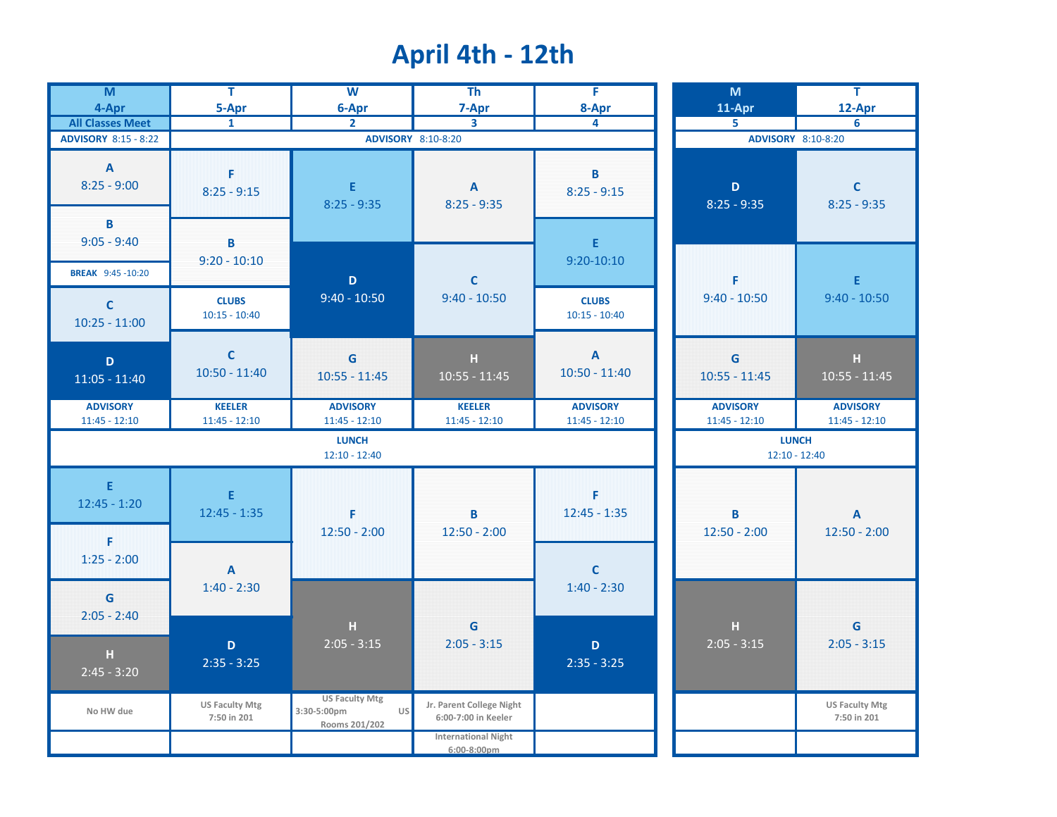# April 4th - 12th

| M 4-Apr | T 5-Apr | W 6-Apr | Th 7-Apr | F 8-Apr |
|---|---|---|---|---|
| All Classes Meet | 1 | 2 | 3 | 4 |
| ADVISORY 8:15 - 8:22 | ADVISORY 8:10-8:20 | | | |
| A 8:25 - 9:00 | F 8:25 - 9:15 | E 8:25 - 9:35 | A 8:25 - 9:35 | B 8:25 - 9:15 |
| B 9:05 - 9:40 | B 9:20 - 10:10 | D 9:40 - 10:50 | C 9:40 - 10:50 | E 9:20-10:10 |
| BREAK 9:45 -10:20 | CLUBS 10:15 - 10:40 | | | CLUBS 10:15 - 10:40 |
| C 10:25 - 11:00 | C 10:50 - 11:40 | G 10:55 - 11:45 | H 10:55 - 11:45 | A 10:50 - 11:40 |
| D 11:05 - 11:40 | | | | |
| ADVISORY 11:45 - 12:10 | KEELER 11:45 - 12:10 | ADVISORY 11:45 - 12:10 | KEELER 11:45 - 12:10 | ADVISORY 11:45 - 12:10 |
| LUNCH 12:10 - 12:40 | | | | |
| E 12:45 - 1:20 | E 12:45 - 1:35 | F 12:50 - 2:00 | B 12:50 - 2:00 | F 12:45 - 1:35 |
| F 1:25 - 2:00 | A 1:40 - 2:30 | | | C 1:40 - 2:30 |
| G 2:05 - 2:40 | D 2:35 - 3:25 | H 2:05 - 3:15 | G 2:05 - 3:15 | D 2:35 - 3:25 |
| H 2:45 - 3:20 | | | | |
| No HW due | US Faculty Mtg 7:50 in 201 | US Faculty Mtg 3:30-5:00pm Rooms 201/202 | Jr. Parent College Night 6:00-7:00 in Keeler | |
| | | | International Night 6:00-8:00pm | |

| M 11-Apr | T 12-Apr |
|---|---|
| 5 | 6 |
| ADVISORY 8:10-8:20 | |
| D 8:25 - 9:35 | C 8:25 - 9:35 |
| F 9:40 - 10:50 | E 9:40 - 10:50 |
| G 10:55 - 11:45 | H 10:55 - 11:45 |
| ADVISORY 11:45 - 12:10 | ADVISORY 11:45 - 12:10 |
| LUNCH 12:10 - 12:40 | |
| B 12:50 - 2:00 | A 12:50 - 2:00 |
| H 2:05 - 3:15 | G 2:05 - 3:15 |
| | US Faculty Mtg 7:50 in 201 |
| | |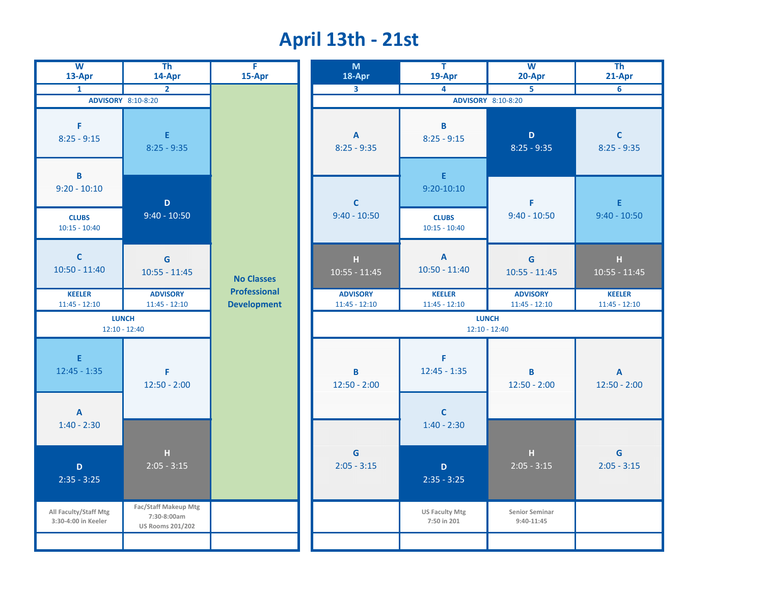# April 13th - 21st

| W 13-Apr | Th 14-Apr | F 15-Apr |
| --- | --- | --- |
| 1 | 2 | |
| ADVISORY 8:10-8:20 | | No Classes Professional Development |
| F 8:25 - 9:15 | E 8:25 - 9:35 | |
| B 9:20 - 10:10 | D 9:40 - 10:50 | |
| CLUBS 10:15 - 10:40 | | |
| C 10:50 - 11:40 | G 10:55 - 11:45 | |
| KEELER 11:45 - 12:10 | ADVISORY 11:45 - 12:10 | |
| LUNCH 12:10 - 12:40 | | |
| E 12:45 - 1:35 | F 12:50 - 2:00 | |
| A 1:40 - 2:30 | H 2:05 - 3:15 | |
| D 2:35 - 3:25 | | |
| All Faculty/Staff Mtg 3:30-4:00 in Keeler | Fac/Staff Makeup Mtg 7:30-8:00am US Rooms 201/202 | |

| M 18-Apr | T 19-Apr | W 20-Apr | Th 21-Apr |
| --- | --- | --- | --- |
| 3 | 4 | 5 | 6 |
| ADVISORY 8:10-8:20 | | | |
| A 8:25 - 9:35 | B 8:25 - 9:15 | D 8:25 - 9:35 | C 8:25 - 9:35 |
| C 9:40 - 10:50 | E 9:20-10:10 | F 9:40 - 10:50 | E 9:40 - 10:50 |
| | CLUBS 10:15 - 10:40 | | |
| H 10:55 - 11:45 | A 10:50 - 11:40 | G 10:55 - 11:45 | H 10:55 - 11:45 |
| ADVISORY 11:45 - 12:10 | KEELER 11:45 - 12:10 | ADVISORY 11:45 - 12:10 | KEELER 11:45 - 12:10 |
| LUNCH 12:10 - 12:40 | | | |
| B 12:50 - 2:00 | F 12:45 - 1:35 | B 12:50 - 2:00 | A 12:50 - 2:00 |
| | C 1:40 - 2:30 | | |
| G 2:05 - 3:15 | D 2:35 - 3:25 | H 2:05 - 3:15 | G 2:05 - 3:15 |
| | US Faculty Mtg 7:50 in 201 | Senior Seminar 9:40-11:45 | |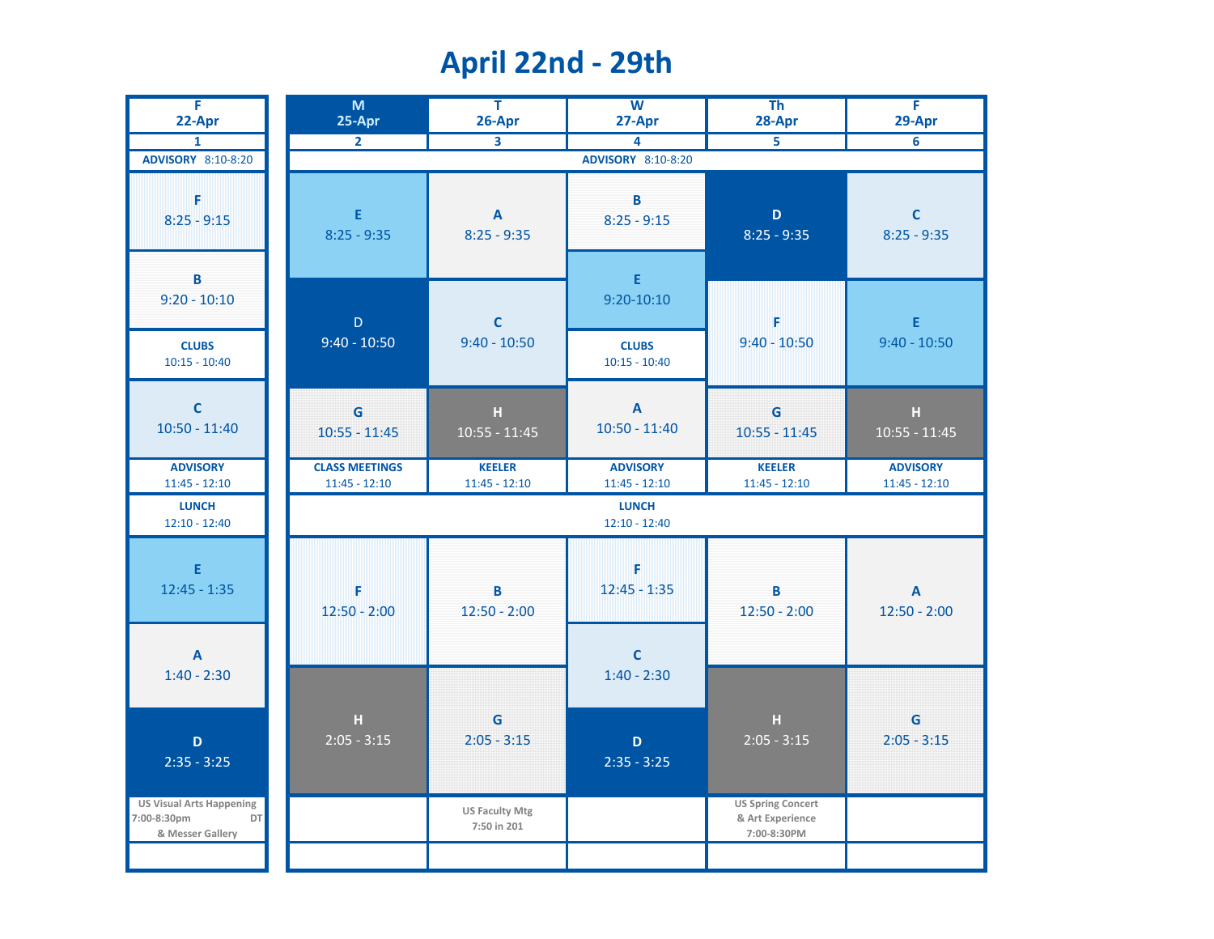# April 22nd - 29th

| F 22-Apr |
|---|
| 1 |
| ADVISORY 8:10-8:20 |
| F 8:25 - 9:15 |
| B 9:20 - 10:10 |
| CLUBS 10:15 - 10:40 |
| C 10:50 - 11:40 |
| ADVISORY 11:45 - 12:10 |
| LUNCH 12:10 - 12:40 |
| E 12:45 - 1:35 |
| A 1:40 - 2:30 |
| D 2:35 - 3:25 |
| US Visual Arts Happening 7:00-8:30pm DT & Messer Gallery |

| M 25-Apr | T 26-Apr | W 27-Apr | Th 28-Apr | F 29-Apr |
|---|---|---|---|---|
| 2 | 3 | 4 | 5 | 6 |
| ADVISORY 8:10-8:20 | | | | |
| E 8:25 - 9:35 | A 8:25 - 9:35 | B 8:25 - 9:15 | D 8:25 - 9:35 | C 8:25 - 9:35 |
| | | E 9:20-10:10 | | |
| D 9:40 - 10:50 | C 9:40 - 10:50 | CLUBS 10:15 - 10:40 | F 9:40 - 10:50 | E 9:40 - 10:50 |
| G 10:55 - 11:45 | H 10:55 - 11:45 | A 10:50 - 11:40 | G 10:55 - 11:45 | H 10:55 - 11:45 |
| CLASS MEETINGS 11:45 - 12:10 | KEELER 11:45 - 12:10 | ADVISORY 11:45 - 12:10 | KEELER 11:45 - 12:10 | ADVISORY 11:45 - 12:10 |
| LUNCH 12:10 - 12:40 | | | | |
| F 12:50 - 2:00 | B 12:50 - 2:00 | F 12:45 - 1:35 | B 12:50 - 2:00 | A 12:50 - 2:00 |
| | | C 1:40 - 2:30 | | |
| H 2:05 - 3:15 | G 2:05 - 3:15 | D 2:35 - 3:25 | H 2:05 - 3:15 | G 2:05 - 3:15 |
| | US Faculty Mtg 7:50 in 201 | | US Spring Concert & Art Experience 7:00-8:30PM | |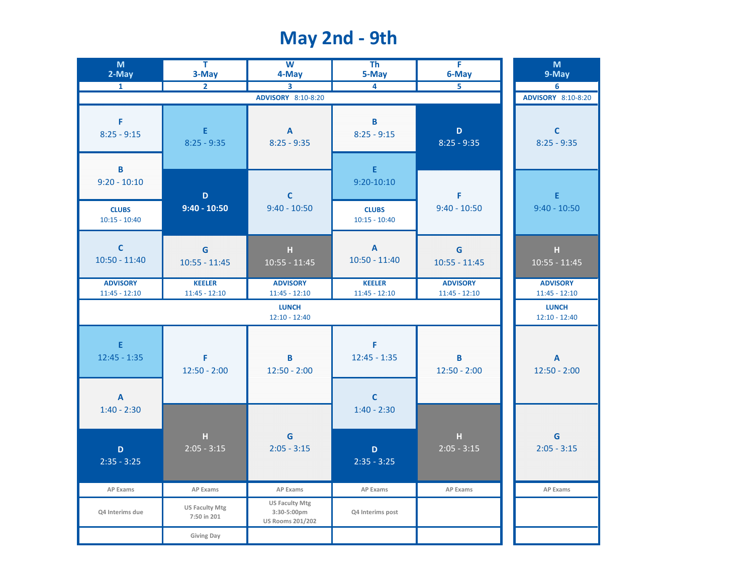# May 2nd - 9th

| M 2-May | T 3-May | W 4-May | Th 5-May | F 6-May | M 9-May |
|---|---|---|---|---|---|
| 1 | 2 | 3 | 4 | 5 | 6 |
| ADVISORY 8:10-8:20 | ADVISORY 8:10-8:20 | ADVISORY 8:10-8:20 | ADVISORY 8:10-8:20 | ADVISORY 8:10-8:20 | ADVISORY 8:10-8:20 |
| F 8:25 - 9:15 | E 8:25 - 9:35 | A 8:25 - 9:35 | B 8:25 - 9:15 | D 8:25 - 9:35 | C 8:25 - 9:35 |
| B 9:20 - 10:10 | D 9:40 - 10:50 | C 9:40 - 10:50 | E 9:20-10:10 | F 9:40 - 10:50 | E 9:40 - 10:50 |
| CLUBS 10:15 - 10:40 | | | CLUBS 10:15 - 10:40 | | |
| C 10:50 - 11:40 | G 10:55 - 11:45 | H 10:55 - 11:45 | A 10:50 - 11:40 | G 10:55 - 11:45 | H 10:55 - 11:45 |
| ADVISORY 11:45 - 12:10 | KEELER 11:45 - 12:10 | ADVISORY 11:45 - 12:10 | KEELER 11:45 - 12:10 | ADVISORY 11:45 - 12:10 | ADVISORY 11:45 - 12:10 |
| LUNCH 12:10 - 12:40 | LUNCH 12:10 - 12:40 | LUNCH 12:10 - 12:40 | LUNCH 12:10 - 12:40 | LUNCH 12:10 - 12:40 | LUNCH 12:10 - 12:40 |
| E 12:45 - 1:35 | F 12:50 - 2:00 | B 12:50 - 2:00 | F 12:45 - 1:35 | B 12:50 - 2:00 | A 12:50 - 2:00 |
| A 1:40 - 2:30 | | | C 1:40 - 2:30 | | |
| D 2:35 - 3:25 | H 2:05 - 3:15 | G 2:05 - 3:15 | D 2:35 - 3:25 | H 2:05 - 3:15 | G 2:05 - 3:15 |
| AP Exams | AP Exams | AP Exams | AP Exams | AP Exams | AP Exams |
| Q4 Interims due | US Faculty Mtg 7:50 in 201 | US Faculty Mtg 3:30-5:00pm US Rooms 201/202 | Q4 Interims post | | |
| | Giving Day | | | | |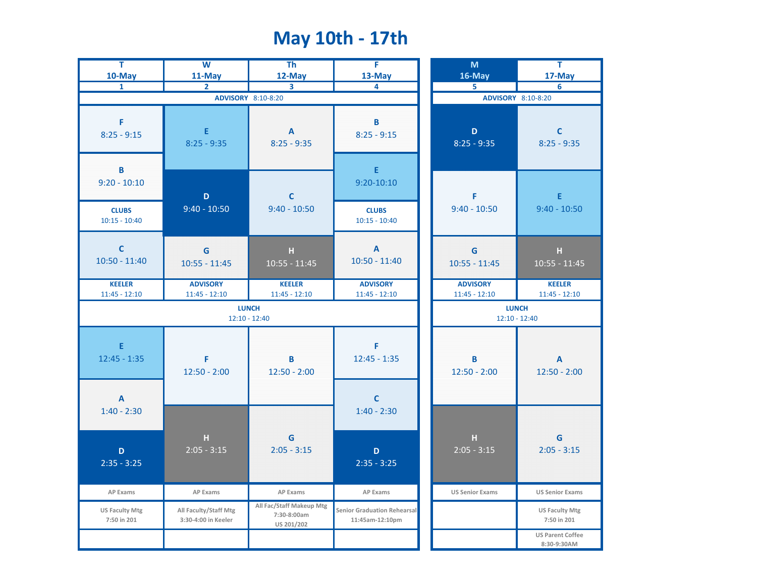# May 10th - 17th

| T<br>10-May<br>1 | W<br>11-May<br>2 | Th<br>12-May<br>3 | F<br>13-May<br>4 |
|---|---|---|---|
| ADVISORY 8:10-8:20 | | | |
| F<br>8:25 - 9:15 | E<br>8:25 - 9:35 | A<br>8:25 - 9:35 | B<br>8:25 - 9:15 |
| B<br>9:20 - 10:10 | D<br>9:40 - 10:50 | C<br>9:40 - 10:50 | E<br>9:20-10:10 |
| CLUBS<br>10:15 - 10:40 | | | CLUBS<br>10:15 - 10:40 |
| C<br>10:50 - 11:40 | G<br>10:55 - 11:45 | H<br>10:55 - 11:45 | A<br>10:50 - 11:40 |
| KEELER<br>11:45 - 12:10 | ADVISORY<br>11:45 - 12:10 | KEELER<br>11:45 - 12:10 | ADVISORY<br>11:45 - 12:10 |
| LUNCH<br>12:10 - 12:40 | | | |
| E<br>12:45 - 1:35 | F<br>12:50 - 2:00 | B<br>12:50 - 2:00 | F<br>12:45 - 1:35 |
| A<br>1:40 - 2:30 | H<br>2:05 - 3:15 | G<br>2:05 - 3:15 | C<br>1:40 - 2:30 |
| D<br>2:35 - 3:25 | | | D<br>2:35 - 3:25 |
| AP Exams | AP Exams | AP Exams | AP Exams |
| US Faculty Mtg<br>7:50 in 201 | All Faculty/Staff Mtg<br>3:30-4:00 in Keeler | All Fac/Staff Makeup Mtg<br>7:30-8:00am<br>US 201/202 | Senior Graduation Rehearsal<br>11:45am-12:10pm |
| | | | |

| M<br>16-May<br>5 | T<br>17-May<br>6 |
|---|---|
| ADVISORY 8:10-8:20 | |
| D<br>8:25 - 9:35 | C<br>8:25 - 9:35 |
| F<br>9:40 - 10:50 | E<br>9:40 - 10:50 |
| G<br>10:55 - 11:45 | H<br>10:55 - 11:45 |
| ADVISORY<br>11:45 - 12:10 | KEELER<br>11:45 - 12:10 |
| LUNCH<br>12:10 - 12:40 | |
| B<br>12:50 - 2:00 | A<br>12:50 - 2:00 |
| H<br>2:05 - 3:15 | G<br>2:05 - 3:15 |
| US Senior Exams | US Senior Exams |
| | US Faculty Mtg<br>7:50 in 201 |
| | US Parent Coffee<br>8:30-9:30AM |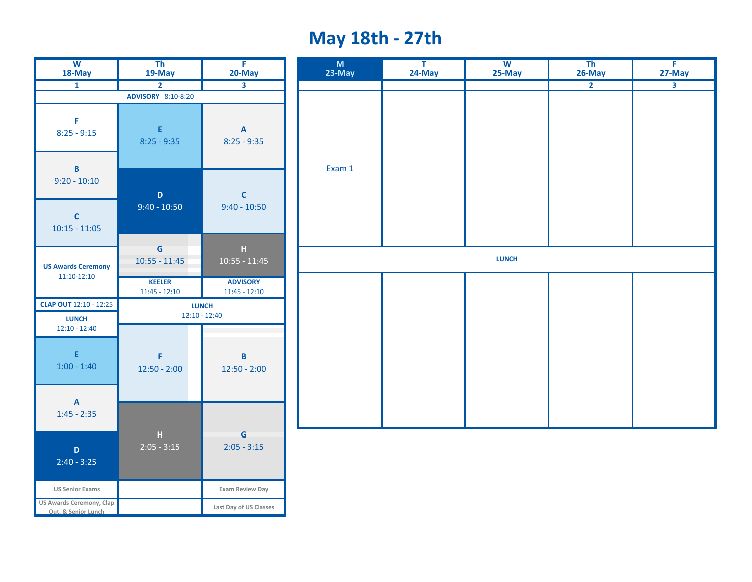# May 18th - 27th

| W 18-May | Th 19-May | F 20-May |
|---|---|---|
| 1 | 2 | 3 |
| ADVISORY 8:10-8:20 | | |
| F 8:25 - 9:15 | E 8:25 - 9:35 | A 8:25 - 9:35 |
| B 9:20 - 10:10 | D 9:40 - 10:50 | C 9:40 - 10:50 |
| C 10:15 - 11:05 | | |
| US Awards Ceremony 11:10-12:10 | G 10:55 - 11:45 | H 10:55 - 11:45 |
| | KEELER 11:45 - 12:10 | ADVISORY 11:45 - 12:10 |
| CLAP OUT 12:10 - 12:25 | LUNCH 12:10 - 12:40 | |
| LUNCH 12:10 - 12:40 | | |
| E 1:00 - 1:40 | F 12:50 - 2:00 | B 12:50 - 2:00 |
| A 1:45 - 2:35 | H 2:05 - 3:15 | G 2:05 - 3:15 |
| D 2:40 - 3:25 | | |
| US Senior Exams | | Exam Review Day |
| US Awards Ceremony, Clap Out, & Senior Lunch | | Last Day of US Classes |

| M 23-May | T 24-May | W 25-May | Th 26-May | F 27-May |
|---|---|---|---|---|
| | | | 2 | 3 |
| Exam 1 | | | | |
| LUNCH | | | | |
| | | | | |